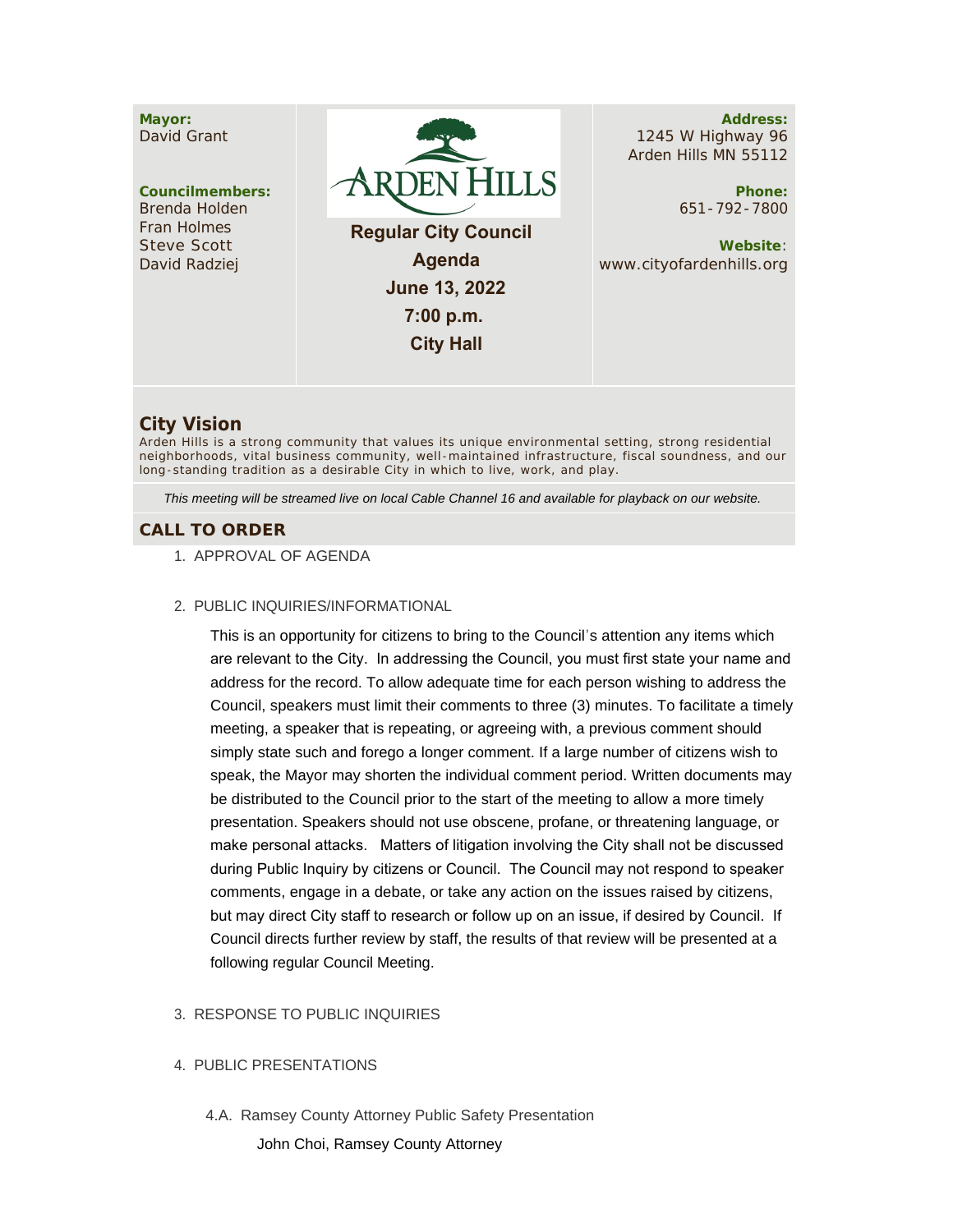**Mayor:**
David Grant

**Councilmembers:**
Brenda Holden
Fran Holmes
Steve Scott
David Radziej

ARDEN HILLS

**Regular City Council Agenda**
**June 13, 2022**
**7:00 p.m.**
**City Hall**

**Address:**
1245 W Highway 96
Arden Hills MN 55112

**Phone:**
651-792-7800

**Website**:
www.cityofardenhills.org

## City Vision

Arden Hills is a strong community that values its unique environmental setting, strong residential neighborhoods, vital business community, well-maintained infrastructure, fiscal soundness, and our long-standing tradition as a desirable City in which to live, work, and play.

*This meeting will be streamed live on local Cable Channel 16 and available for playback on our website.*

## CALL TO ORDER

1. APPROVAL OF AGENDA

2. PUBLIC INQUIRIES/INFORMATIONAL

   This is an opportunity for citizens to bring to the Council's attention any items which are relevant to the City. In addressing the Council, you must first state your name and address for the record. To allow adequate time for each person wishing to address the Council, speakers must limit their comments to three (3) minutes. To facilitate a timely meeting, a speaker that is repeating, or agreeing with, a previous comment should simply state such and forego a longer comment. If a large number of citizens wish to speak, the Mayor may shorten the individual comment period. Written documents may be distributed to the Council prior to the start of the meeting to allow a more timely presentation. Speakers should not use obscene, profane, or threatening language, or make personal attacks. Matters of litigation involving the City shall not be discussed during Public Inquiry by citizens or Council. The Council may not respond to speaker comments, engage in a debate, or take any action on the issues raised by citizens, but may direct City staff to research or follow up on an issue, if desired by Council. If Council directs further review by staff, the results of that review will be presented at a following regular Council Meeting.

3. RESPONSE TO PUBLIC INQUIRIES

4. PUBLIC PRESENTATIONS

   4.A. Ramsey County Attorney Public Safety Presentation

   John Choi, Ramsey County Attorney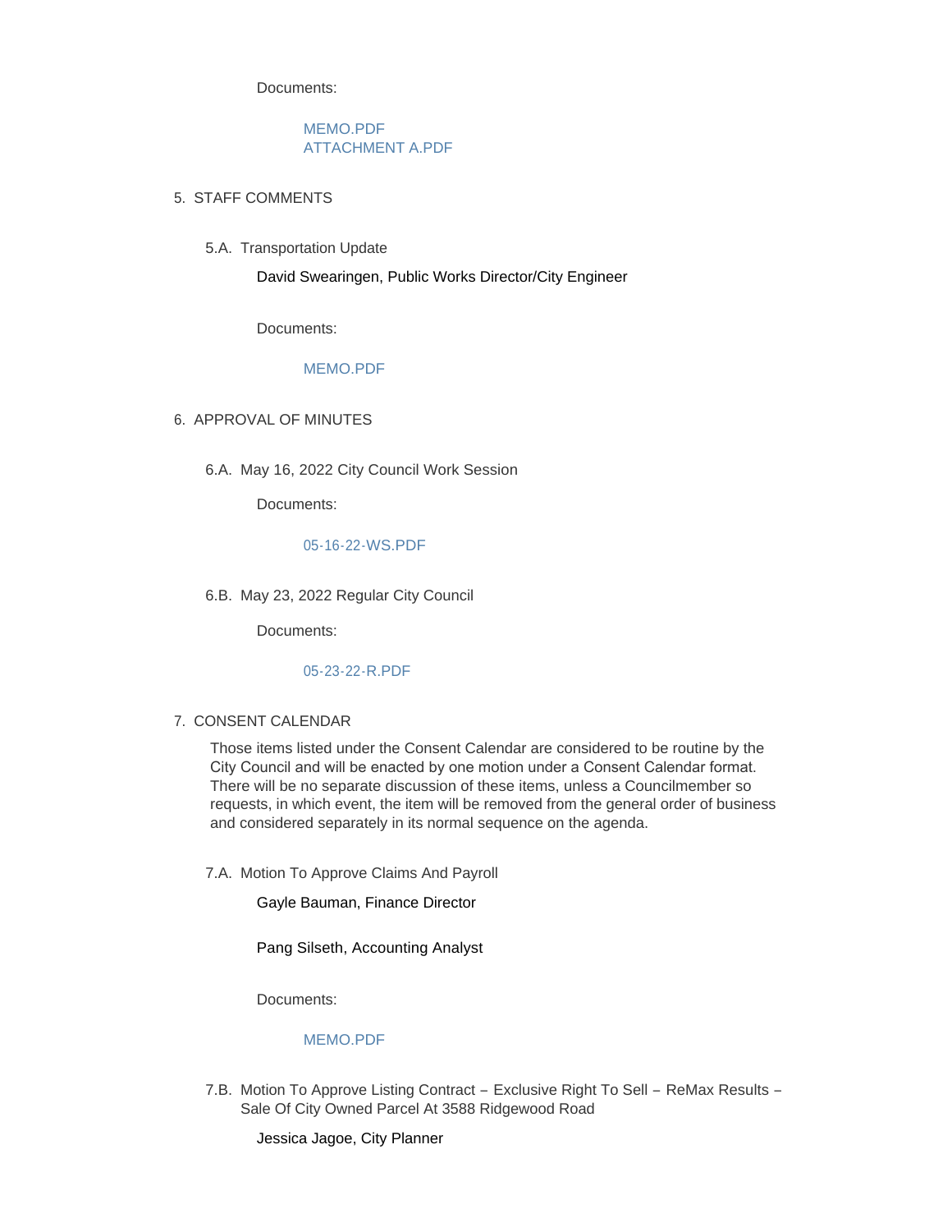Documents:

MEMO.PDF
ATTACHMENT A.PDF

5. STAFF COMMENTS

5.A. Transportation Update

David Swearingen, Public Works Director/City Engineer

Documents:

MEMO.PDF

6. APPROVAL OF MINUTES

6.A. May 16, 2022 City Council Work Session

Documents:

05-16-22-WS.PDF

6.B. May 23, 2022 Regular City Council

Documents:

05-23-22-R.PDF

7. CONSENT CALENDAR

Those items listed under the Consent Calendar are considered to be routine by the City Council and will be enacted by one motion under a Consent Calendar format. There will be no separate discussion of these items, unless a Councilmember so requests, in which event, the item will be removed from the general order of business and considered separately in its normal sequence on the agenda.

7.A. Motion To Approve Claims And Payroll

Gayle Bauman, Finance Director

Pang Silseth, Accounting Analyst

Documents:

MEMO.PDF

7.B. Motion To Approve Listing Contract – Exclusive Right To Sell – ReMax Results – Sale Of City Owned Parcel At 3588 Ridgewood Road

Jessica Jagoe, City Planner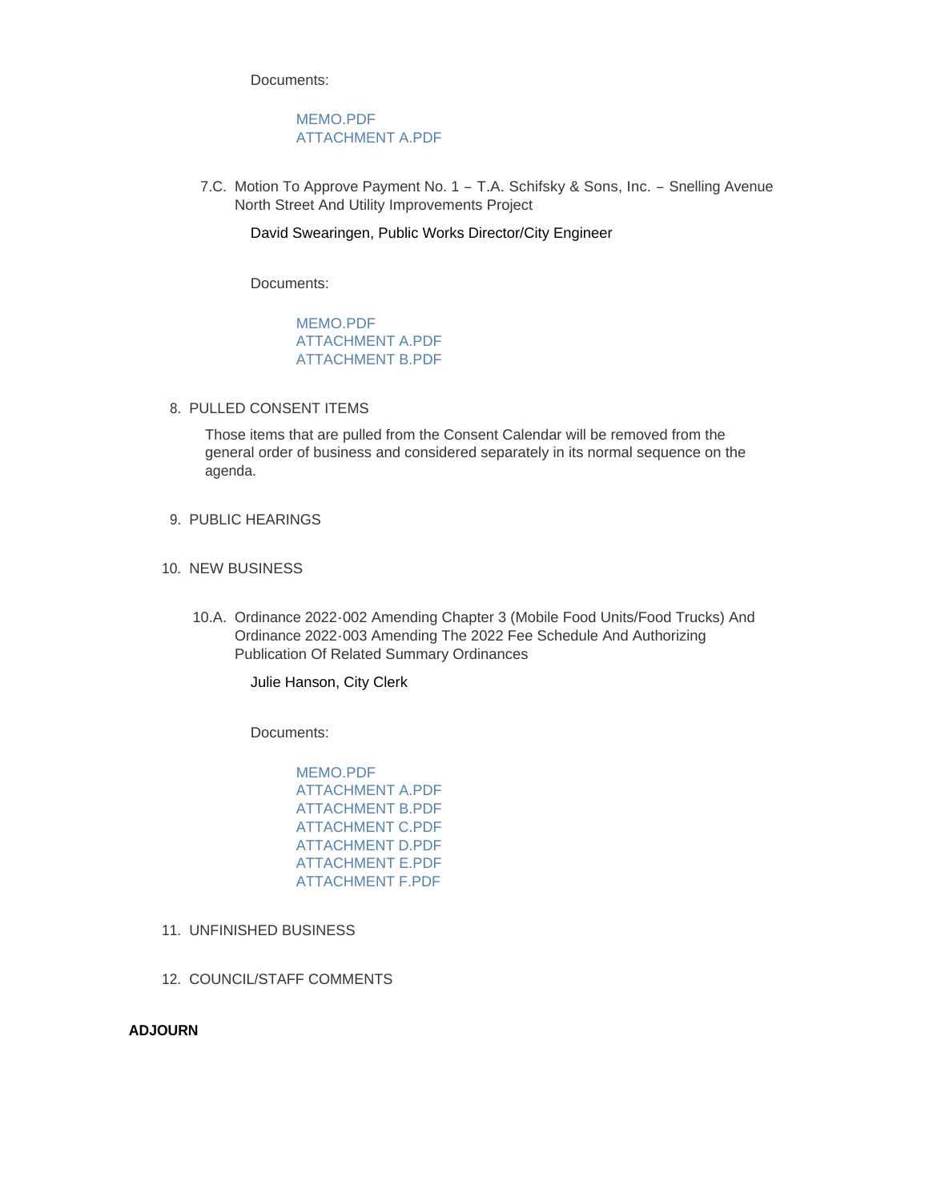Documents:

- MEMO.PDF
- ATTACHMENT A.PDF

7.C. Motion To Approve Payment No. 1 – T.A. Schifsky & Sons, Inc. – Snelling Avenue North Street And Utility Improvements Project

David Swearingen, Public Works Director/City Engineer

Documents:

- MEMO.PDF
- ATTACHMENT A.PDF
- ATTACHMENT B.PDF

8. PULLED CONSENT ITEMS

Those items that are pulled from the Consent Calendar will be removed from the general order of business and considered separately in its normal sequence on the agenda.

9. PUBLIC HEARINGS

10. NEW BUSINESS

10.A. Ordinance 2022-002 Amending Chapter 3 (Mobile Food Units/Food Trucks) And Ordinance 2022-003 Amending The 2022 Fee Schedule And Authorizing Publication Of Related Summary Ordinances

Julie Hanson, City Clerk

Documents:

- MEMO.PDF
- ATTACHMENT A.PDF
- ATTACHMENT B.PDF
- ATTACHMENT C.PDF
- ATTACHMENT D.PDF
- ATTACHMENT E.PDF
- ATTACHMENT F.PDF

11. UNFINISHED BUSINESS

12. COUNCIL/STAFF COMMENTS

**ADJOURN**